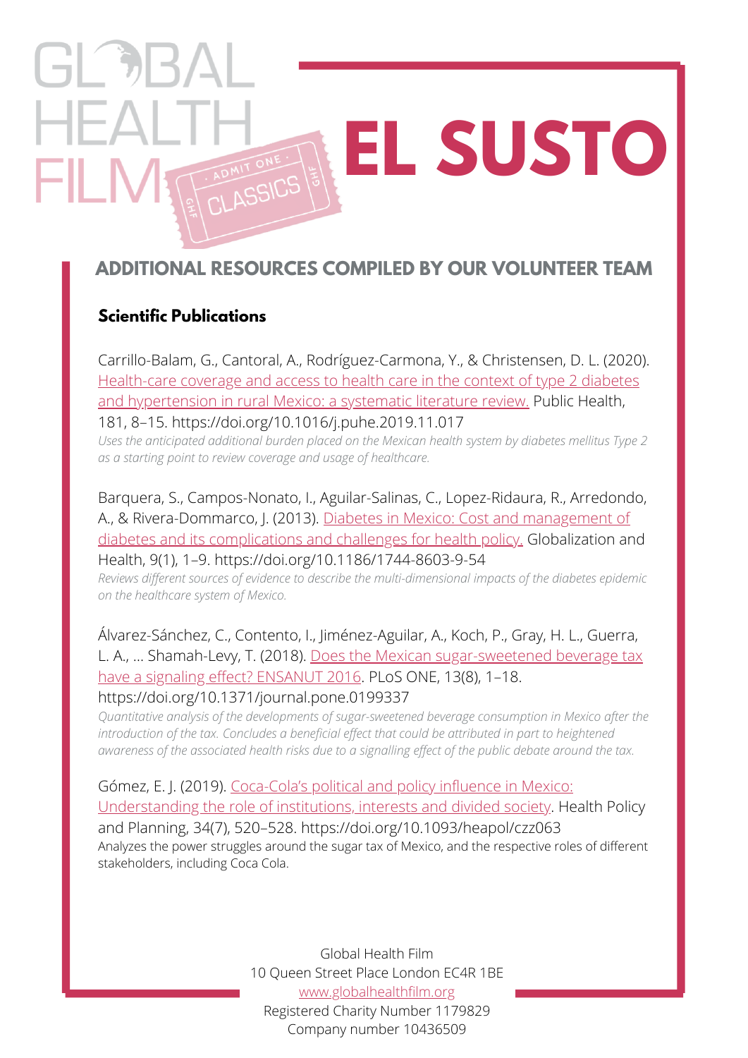# EL SUSTO

## ADDITIONAL RESOURCES COMPILED BY OUR VOLUNTEER TEAM

### Scientific Publications

Carrillo-Balam, G., Cantoral, A., Rodríguez-Carmona, Y., & Christensen, D. L. (2020). Health-care coverage and access to health care in the context of type 2 diabetes and hypertension in rural Mexico: a systematic literature review. Public Health, 181, 8–15. https://doi.org/10.1016/j.puhe.2019.11.017
*Uses the anticipated additional burden placed on the Mexican health system by diabetes mellitus Type 2 as a starting point to review coverage and usage of healthcare.*

Barquera, S., Campos-Nonato, I., Aguilar-Salinas, C., Lopez-Ridaura, R., Arredondo, A., & Rivera-Dommarco, J. (2013). Diabetes in Mexico: Cost and management of diabetes and its complications and challenges for health policy. Globalization and Health, 9(1), 1–9. https://doi.org/10.1186/1744-8603-9-54
*Reviews different sources of evidence to describe the multi-dimensional impacts of the diabetes epidemic on the healthcare system of Mexico.*

Álvarez-Sánchez, C., Contento, I., Jiménez-Aguilar, A., Koch, P., Gray, H. L., Guerra, L. A., ... Shamah-Levy, T. (2018). Does the Mexican sugar-sweetened beverage tax have a signaling effect? ENSANUT 2016. PLoS ONE, 13(8), 1–18. https://doi.org/10.1371/journal.pone.0199337
*Quantitative analysis of the developments of sugar-sweetened beverage consumption in Mexico after the introduction of the tax. Concludes a beneficial effect that could be attributed in part to heightened awareness of the associated health risks due to a signalling effect of the public debate around the tax.*

Gómez, E. J. (2019). Coca-Cola's political and policy influence in Mexico: Understanding the role of institutions, interests and divided society. Health Policy and Planning, 34(7), 520–528. https://doi.org/10.1093/heapol/czz063
Analyzes the power struggles around the sugar tax of Mexico, and the respective roles of different stakeholders, including Coca Cola.

Global Health Film
10 Queen Street Place London EC4R 1BE
www.globalhealthfilm.org
Registered Charity Number 1179829
Company number 10436509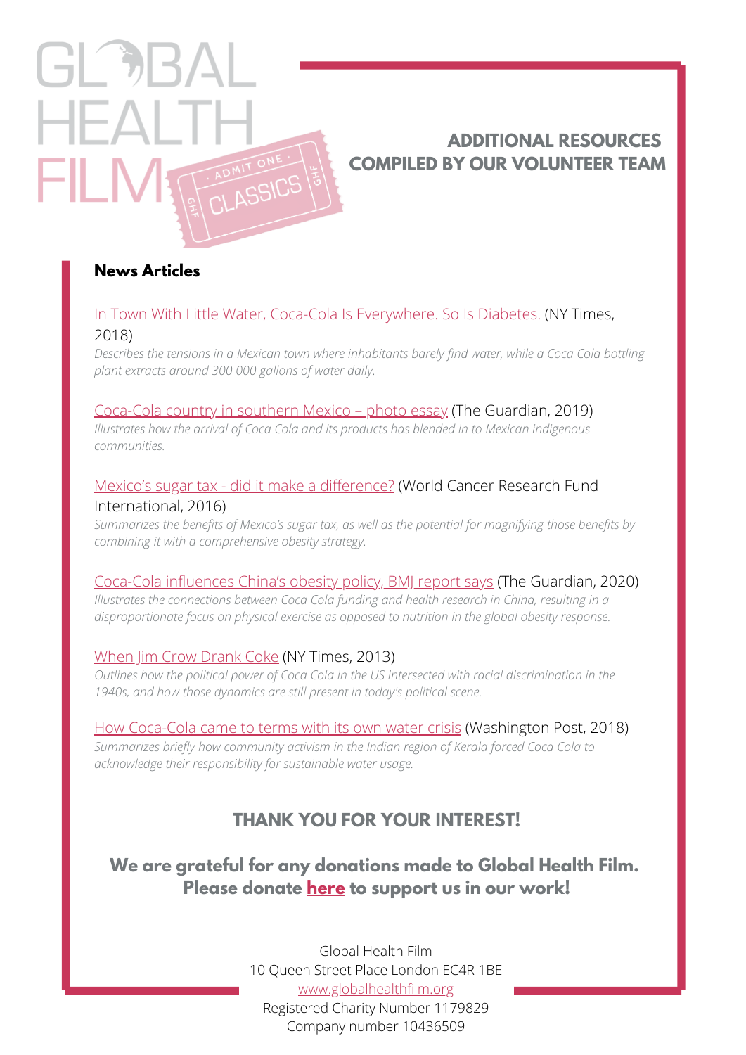# GLOBAL HEALTH FILM

ADMIT ONE · CLASSICS

## ADDITIONAL RESOURCES COMPILED BY OUR VOLUNTEER TEAM

### News Articles

In Town With Little Water, Coca-Cola Is Everywhere. So Is Diabetes. (NY Times, 2018)
*Describes the tensions in a Mexican town where inhabitants barely find water, while a Coca Cola bottling plant extracts around 300 000 gallons of water daily.*

Coca-Cola country in southern Mexico – photo essay (The Guardian, 2019)
*Illustrates how the arrival of Coca Cola and its products has blended in to Mexican indigenous communities.*

Mexico's sugar tax - did it make a difference? (World Cancer Research Fund International, 2016)
*Summarizes the benefits of Mexico's sugar tax, as well as the potential for magnifying those benefits by combining it with a comprehensive obesity strategy.*

Coca-Cola influences China's obesity policy, BMJ report says (The Guardian, 2020)
*Illustrates the connections between Coca Cola funding and health research in China, resulting in a disproportionate focus on physical exercise as opposed to nutrition in the global obesity response.*

When Jim Crow Drank Coke (NY Times, 2013)
*Outlines how the political power of Coca Cola in the US intersected with racial discrimination in the 1940s, and how those dynamics are still present in today's political scene.*

How Coca-Cola came to terms with its own water crisis (Washington Post, 2018)
*Summarizes briefly how community activism in the Indian region of Kerala forced Coca Cola to acknowledge their responsibility for sustainable water usage.*

## THANK YOU FOR YOUR INTEREST!

**We are grateful for any donations made to Global Health Film. Please donate here to support us in our work!**

Global Health Film
10 Queen Street Place London EC4R 1BE
www.globalhealthfilm.org
Registered Charity Number 1179829
Company number 10436509